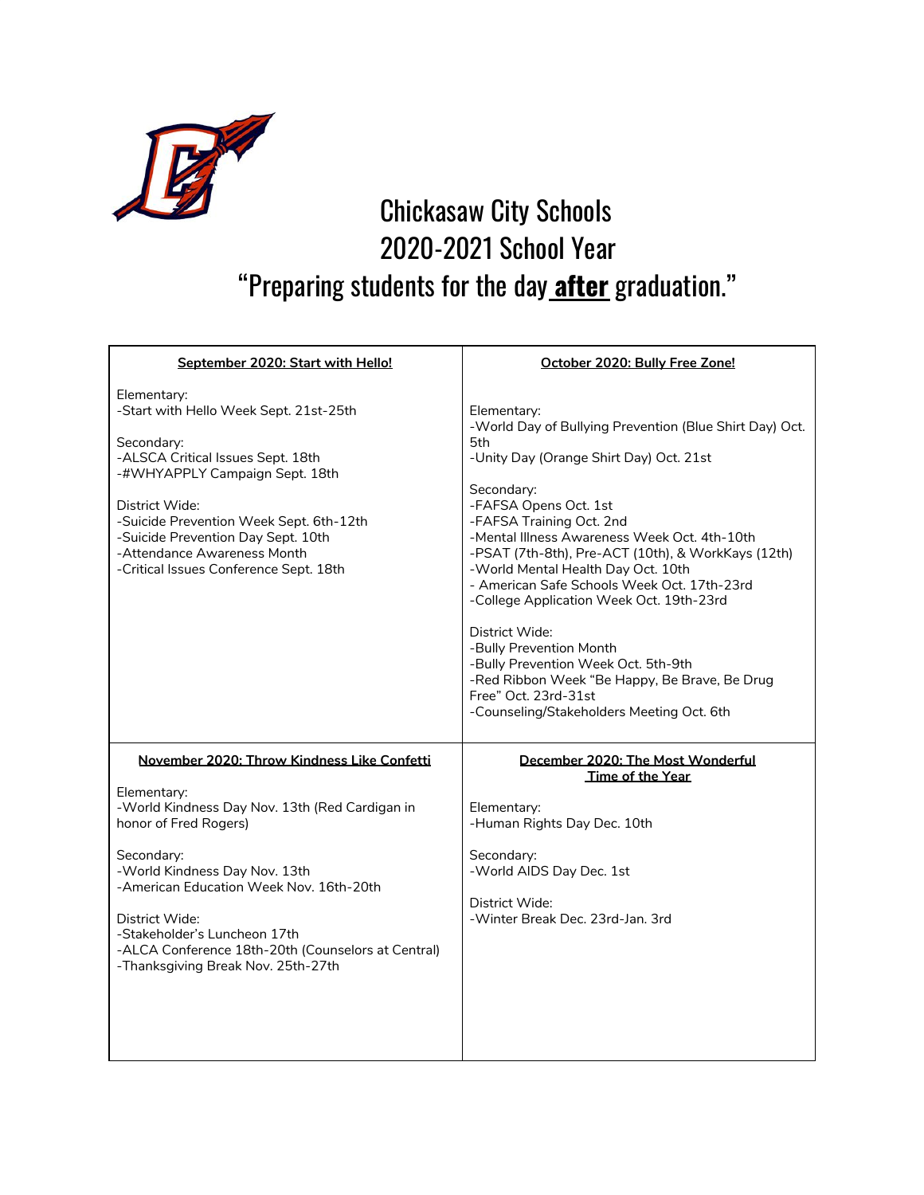# Chickasaw City Schools
# 2020-2021 School Year
# "Preparing students for the day **after** graduation."

| **September 2020: Start with Hello!** | **October 2020: Bully Free Zone!** |
|---|---|
| Elementary:<br>-Start with Hello Week Sept. 21st-25th<br><br>Secondary:<br>-ALSCA Critical Issues Sept. 18th<br>-#WHYAPPLY Campaign Sept. 18th<br><br>District Wide:<br>-Suicide Prevention Week Sept. 6th-12th<br>-Suicide Prevention Day Sept. 10th<br>-Attendance Awareness Month<br>-Critical Issues Conference Sept. 18th | Elementary:<br>-World Day of Bullying Prevention (Blue Shirt Day) Oct. 5th<br>-Unity Day (Orange Shirt Day) Oct. 21st<br><br>Secondary:<br>-FAFSA Opens Oct. 1st<br>-FAFSA Training Oct. 2nd<br>-Mental Illness Awareness Week Oct. 4th-10th<br>-PSAT (7th-8th), Pre-ACT (10th), & WorkKays (12th)<br>-World Mental Health Day Oct. 10th<br>- American Safe Schools Week Oct. 17th-23rd<br>-College Application Week Oct. 19th-23rd<br><br>District Wide:<br>-Bully Prevention Month<br>-Bully Prevention Week Oct. 5th-9th<br>-Red Ribbon Week "Be Happy, Be Brave, Be Drug Free" Oct. 23rd-31st<br>-Counseling/Stakeholders Meeting Oct. 6th |
| **November 2020: Throw Kindness Like Confetti** | **December 2020: The Most Wonderful Time of the Year** |
| Elementary:<br>-World Kindness Day Nov. 13th (Red Cardigan in honor of Fred Rogers)<br><br>Secondary:<br>-World Kindness Day Nov. 13th<br>-American Education Week Nov. 16th-20th<br><br>District Wide:<br>-Stakeholder's Luncheon 17th<br>-ALCA Conference 18th-20th (Counselors at Central)<br>-Thanksgiving Break Nov. 25th-27th | Elementary:<br>-Human Rights Day Dec. 10th<br><br>Secondary:<br>-World AIDS Day Dec. 1st<br><br>District Wide:<br>-Winter Break Dec. 23rd-Jan. 3rd |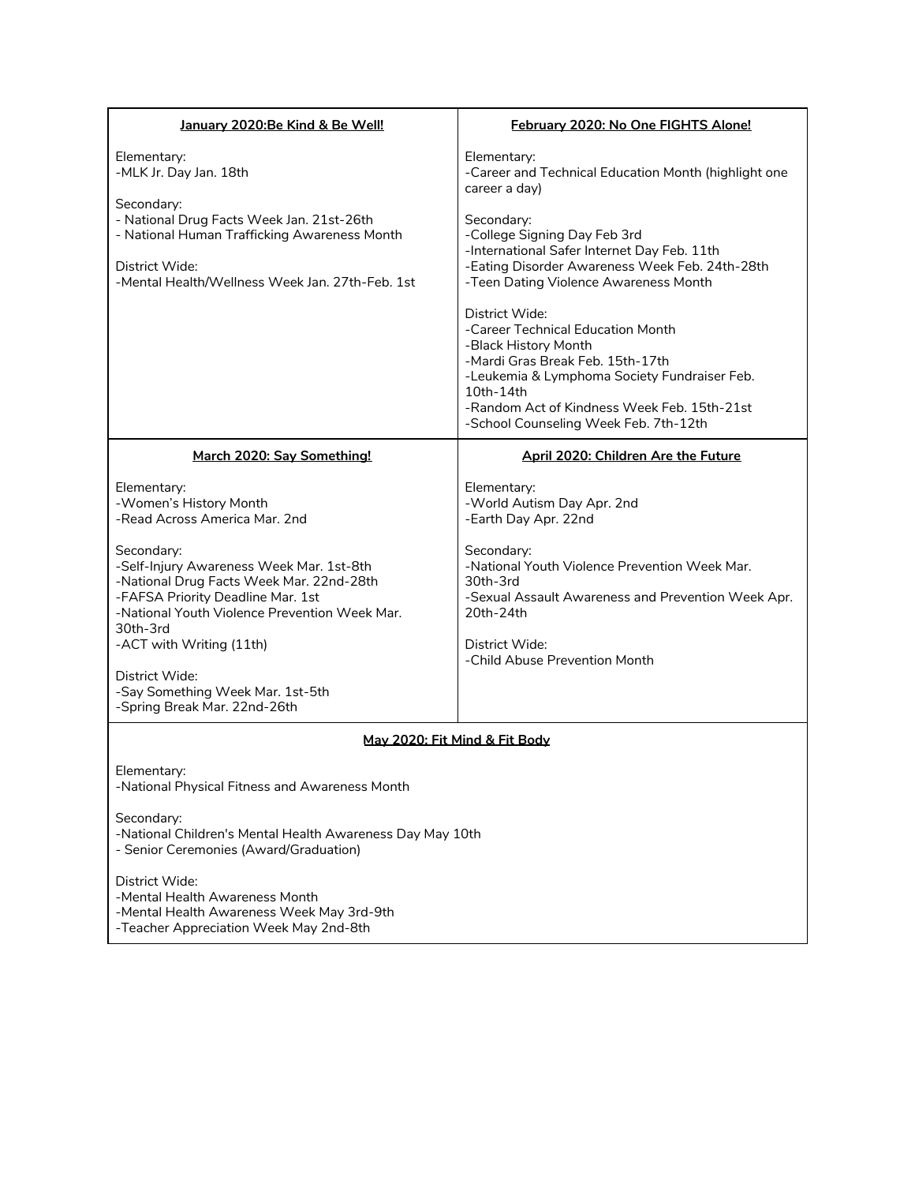| January 2020: Be Kind & Be Well! | February 2020: No One FIGHTS Alone! |
| --- | --- |
| Elementary:<br>-MLK Jr. Day Jan. 18th<br><br>Secondary:<br>- National Drug Facts Week Jan. 21st-26th<br>- National Human Trafficking Awareness Month<br><br>District Wide:<br>-Mental Health/Wellness Week Jan. 27th-Feb. 1st | Elementary:<br>-Career and Technical Education Month (highlight one career a day)<br><br>Secondary:<br>-College Signing Day Feb 3rd<br>-International Safer Internet Day Feb. 11th<br>-Eating Disorder Awareness Week Feb. 24th-28th<br>-Teen Dating Violence Awareness Month<br><br>District Wide:<br>-Career Technical Education Month<br>-Black History Month<br>-Mardi Gras Break Feb. 15th-17th<br>-Leukemia & Lymphoma Society Fundraiser Feb. 10th-14th<br>-Random Act of Kindness Week Feb. 15th-21st<br>-School Counseling Week Feb. 7th-12th |
| **March 2020: Say Something!** | **April 2020: Children Are the Future** |
| Elementary:<br>-Women's History Month<br>-Read Across America Mar. 2nd<br><br>Secondary:<br>-Self-Injury Awareness Week Mar. 1st-8th<br>-National Drug Facts Week Mar. 22nd-28th<br>-FAFSA Priority Deadline Mar. 1st<br>-National Youth Violence Prevention Week Mar. 30th-3rd<br>-ACT with Writing (11th)<br><br>District Wide:<br>-Say Something Week Mar. 1st-5th<br>-Spring Break Mar. 22nd-26th | Elementary:<br>-World Autism Day Apr. 2nd<br>-Earth Day Apr. 22nd<br><br>Secondary:<br>-National Youth Violence Prevention Week Mar. 30th-3rd<br>-Sexual Assault Awareness and Prevention Week Apr. 20th-24th<br><br>District Wide:<br>-Child Abuse Prevention Month |
| **May 2020: Fit Mind & Fit Body** | |
| Elementary:<br>-National Physical Fitness and Awareness Month<br><br>Secondary:<br>-National Children's Mental Health Awareness Day May 10th<br>- Senior Ceremonies (Award/Graduation)<br><br>District Wide:<br>-Mental Health Awareness Month<br>-Mental Health Awareness Week May 3rd-9th<br>-Teacher Appreciation Week May 2nd-8th | |